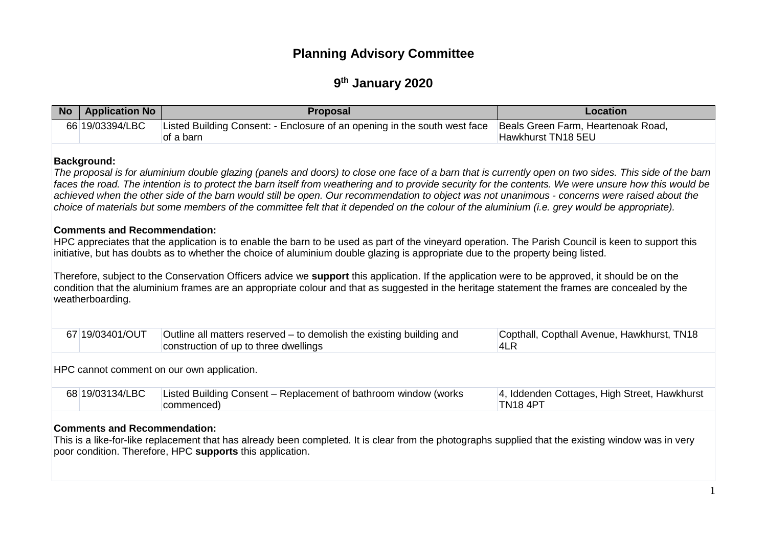# Planning Advisory Committee

## 9th January 2020

| No | Application No | Proposal | Location |
|---|---|---|---|
| 66 | 19/03394/LBC | Listed Building Consent: - Enclosure of an opening in the south west face of a barn | Beals Green Farm, Heartenoak Road, Hawkhurst TN18 5EU |

**Background:**

*The proposal is for aluminium double glazing (panels and doors) to close one face of a barn that is currently open on two sides. This side of the barn faces the road. The intention is to protect the barn itself from weathering and to provide security for the contents. We were unsure how this would be achieved when the other side of the barn would still be open. Our recommendation to object was not unanimous - concerns were raised about the choice of materials but some members of the committee felt that it depended on the colour of the aluminium (i.e. grey would be appropriate).*

**Comments and Recommendation:**

HPC appreciates that the application is to enable the barn to be used as part of the vineyard operation. The Parish Council is keen to support this initiative, but has doubts as to whether the choice of aluminium double glazing is appropriate due to the property being listed.

Therefore, subject to the Conservation Officers advice we **support** this application. If the application were to be approved, it should be on the condition that the aluminium frames are an appropriate colour and that as suggested in the heritage statement the frames are concealed by the weatherboarding.

| No | Application No | Proposal | Location |
|---|---|---|---|
| 67 | 19/03401/OUT | Outline all matters reserved – to demolish the existing building and construction of up to three dwellings | Copthall, Copthall Avenue, Hawkhurst, TN18 4LR |

HPC cannot comment on our own application.

| No | Application No | Proposal | Location |
|---|---|---|---|
| 68 | 19/03134/LBC | Listed Building Consent – Replacement of bathroom window (works commenced) | 4, Iddenden Cottages, High Street, Hawkhurst TN18 4PT |

**Comments and Recommendation:**

This is a like-for-like replacement that has already been completed. It is clear from the photographs supplied that the existing window was in very poor condition. Therefore, HPC **supports** this application.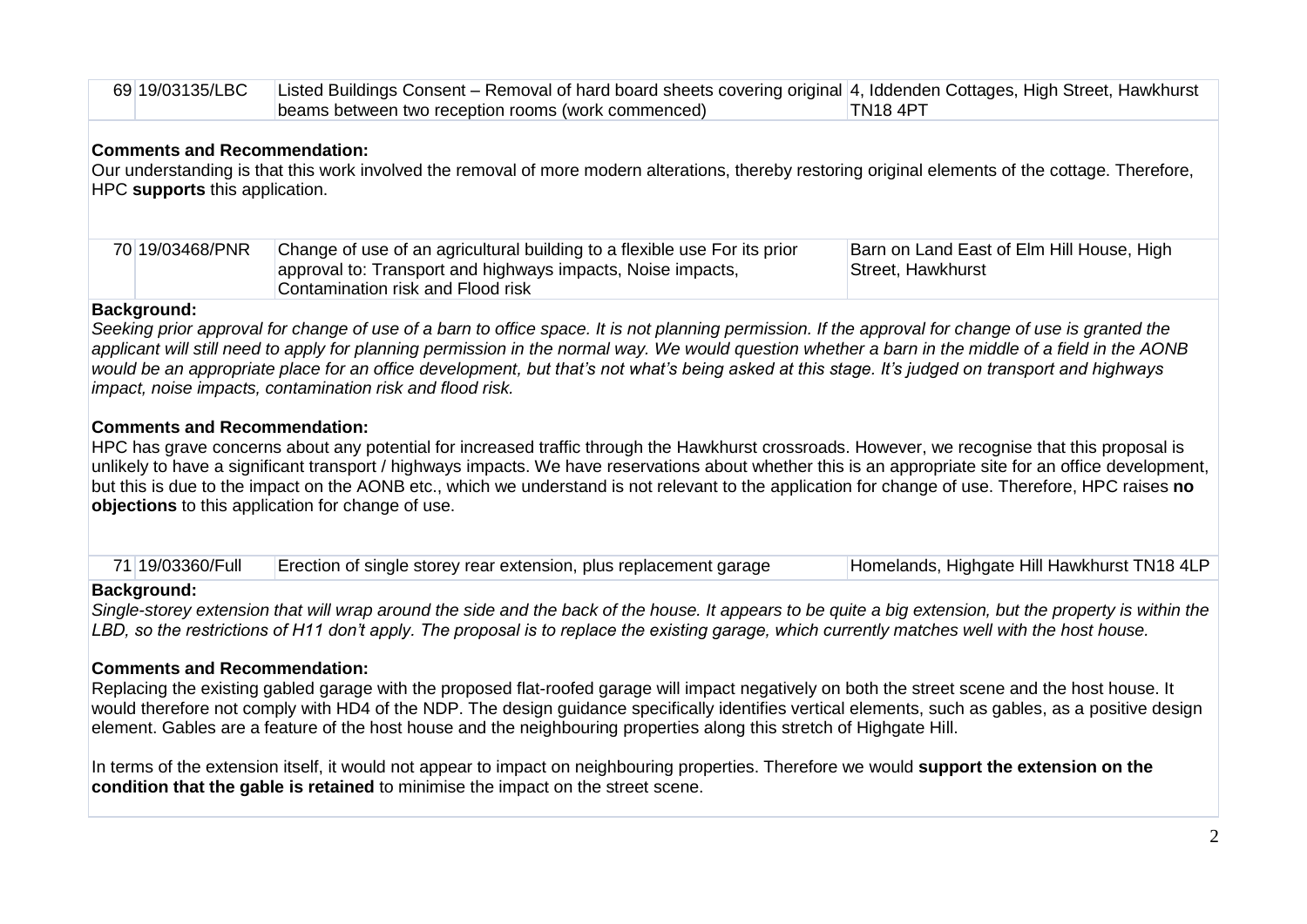| 69 | 19/03135/LBC | Listed Buildings Consent – Removal of hard board sheets covering original beams between two reception rooms (work commenced) | 4, Iddenden Cottages, High Street, Hawkhurst TN18 4PT |
|---|---|---|---|

**Comments and Recommendation:**
Our understanding is that this work involved the removal of more modern alterations, thereby restoring original elements of the cottage. Therefore, HPC **supports** this application.

| 70 | 19/03468/PNR | Change of use of an agricultural building to a flexible use For its prior approval to: Transport and highways impacts, Noise impacts, Contamination risk and Flood risk | Barn on Land East of Elm Hill House, High Street, Hawkhurst |
|---|---|---|---|

**Background:**
*Seeking prior approval for change of use of a barn to office space. It is not planning permission. If the approval for change of use is granted the applicant will still need to apply for planning permission in the normal way. We would question whether a barn in the middle of a field in the AONB would be an appropriate place for an office development, but that's not what's being asked at this stage. It's judged on transport and highways impact, noise impacts, contamination risk and flood risk.*

**Comments and Recommendation:**
HPC has grave concerns about any potential for increased traffic through the Hawkhurst crossroads. However, we recognise that this proposal is unlikely to have a significant transport / highways impacts. We have reservations about whether this is an appropriate site for an office development, but this is due to the impact on the AONB etc., which we understand is not relevant to the application for change of use. Therefore, HPC raises **no objections** to this application for change of use.

| 71 | 19/03360/Full | Erection of single storey rear extension, plus replacement garage | Homelands, Highgate Hill Hawkhurst TN18 4LP |
|---|---|---|---|

**Background:**
*Single-storey extension that will wrap around the side and the back of the house. It appears to be quite a big extension, but the property is within the LBD, so the restrictions of H11 don't apply. The proposal is to replace the existing garage, which currently matches well with the host house.*

**Comments and Recommendation:**
Replacing the existing gabled garage with the proposed flat-roofed garage will impact negatively on both the street scene and the host house. It would therefore not comply with HD4 of the NDP. The design guidance specifically identifies vertical elements, such as gables, as a positive design element. Gables are a feature of the host house and the neighbouring properties along this stretch of Highgate Hill.

In terms of the extension itself, it would not appear to impact on neighbouring properties. Therefore we would **support the extension on the condition that the gable is retained** to minimise the impact on the street scene.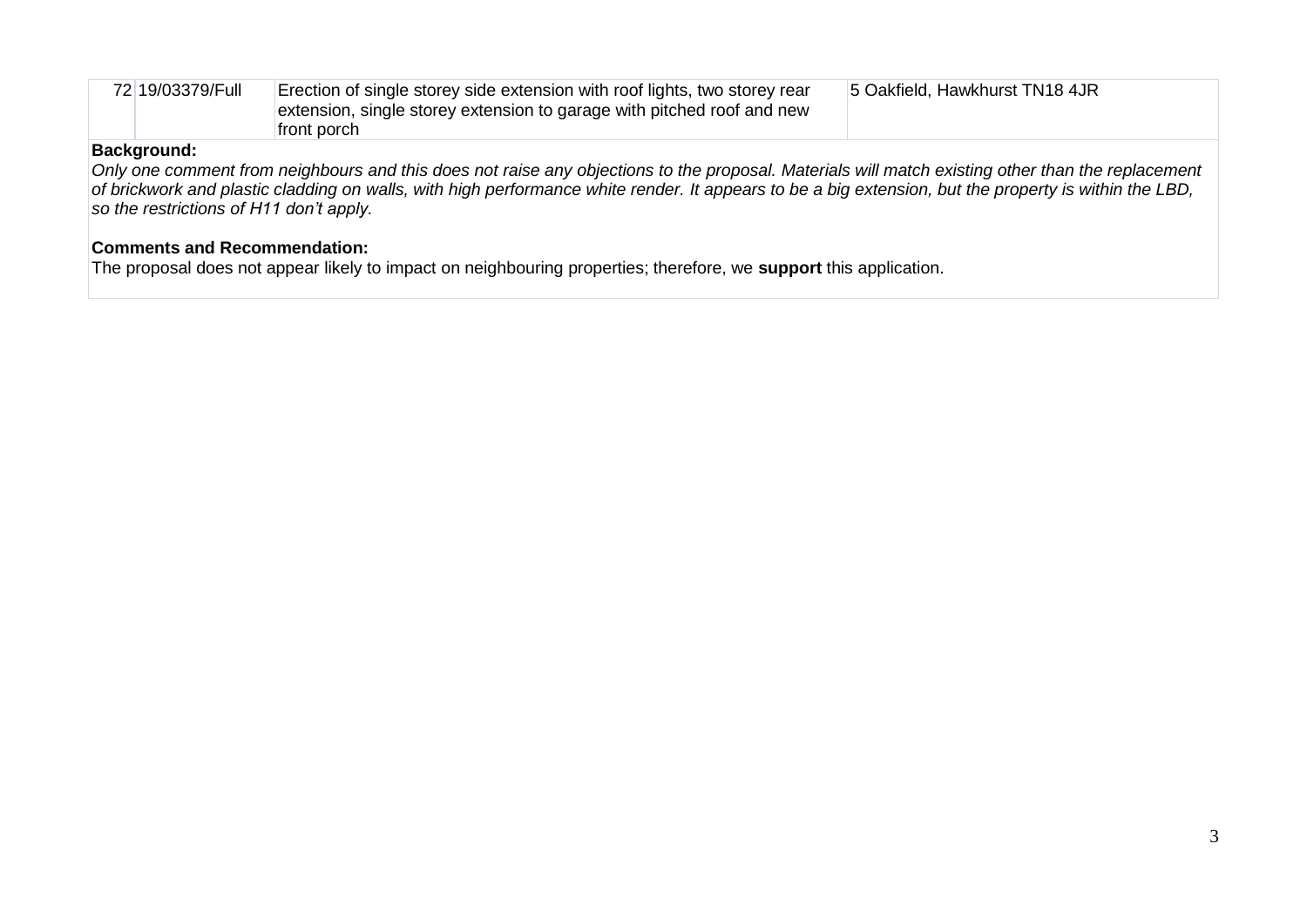| | | | |
|---|---|---|---|
| 72 | 19/03379/Full | Erection of single storey side extension with roof lights, two storey rear extension, single storey extension to garage with pitched roof and new front porch | 5 Oakfield, Hawkhurst TN18 4JR |

**Background:**

*Only one comment from neighbours and this does not raise any objections to the proposal. Materials will match existing other than the replacement of brickwork and plastic cladding on walls, with high performance white render. It appears to be a big extension, but the property is within the LBD, so the restrictions of H11 don't apply.*

**Comments and Recommendation:**

The proposal does not appear likely to impact on neighbouring properties; therefore, we **support** this application.